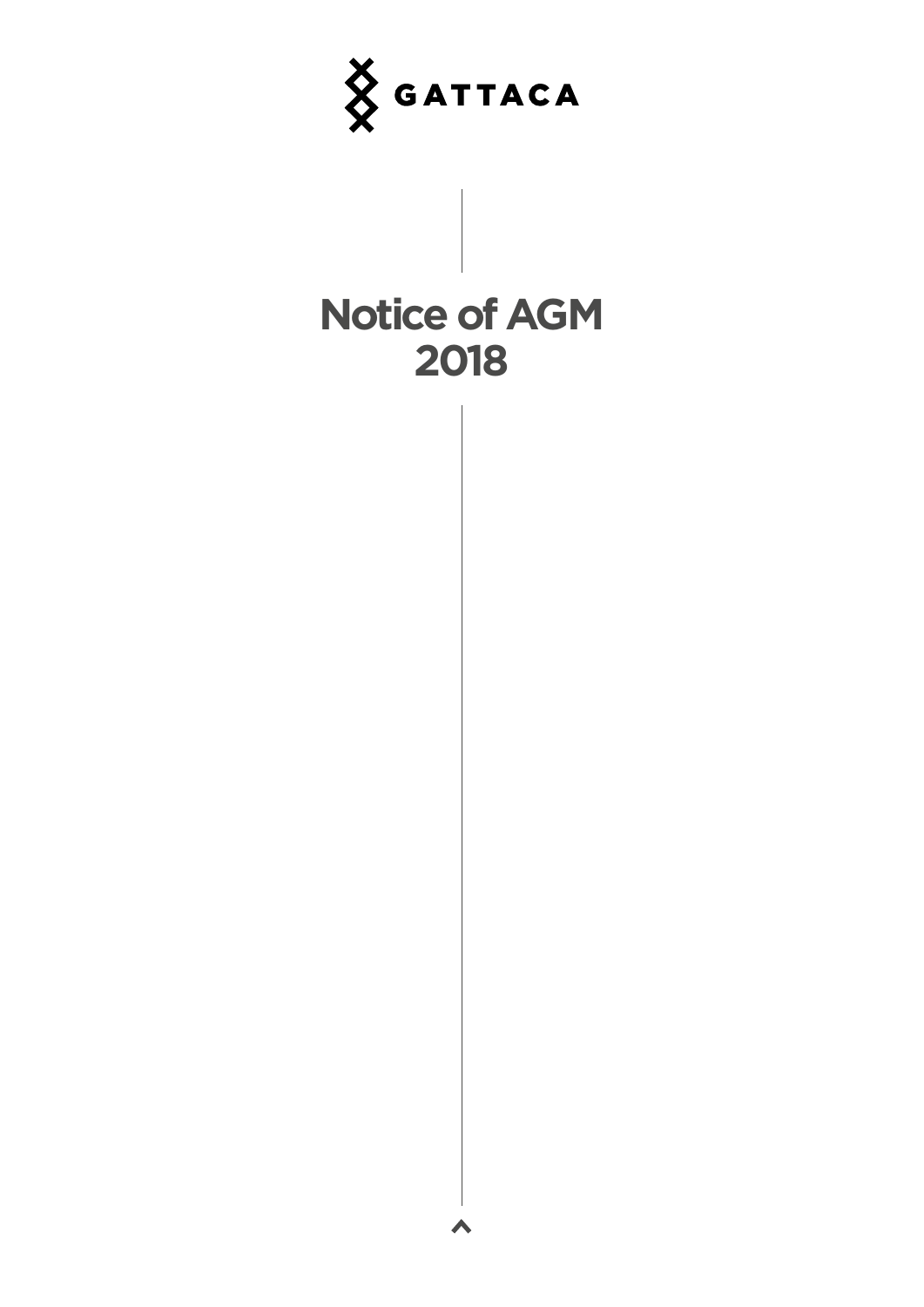GATTACA

# Notice of AGM 2018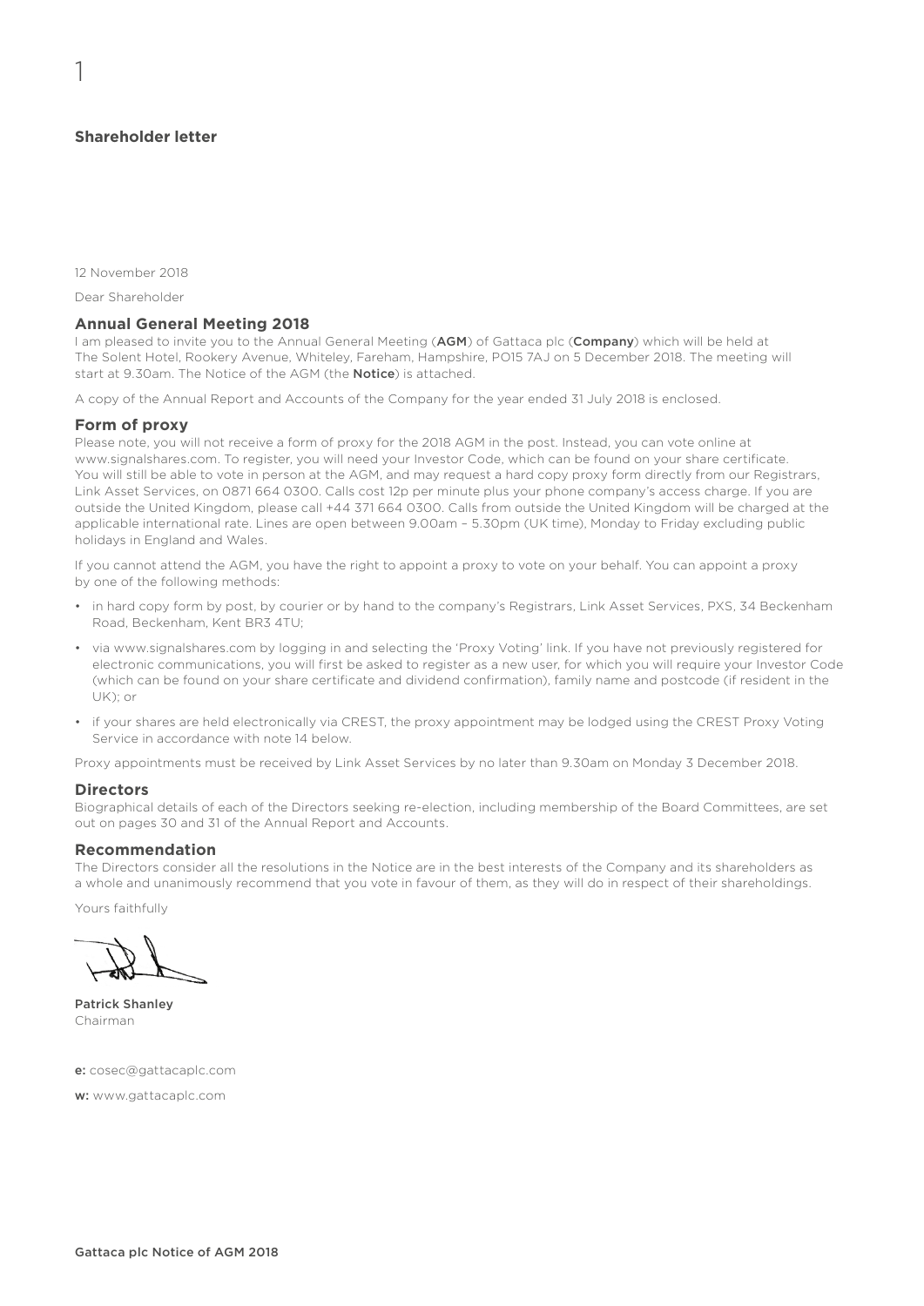## Shareholder letter

12 November 2018

Dear Shareholder

### Annual General Meeting 2018

I am pleased to invite you to the Annual General Meeting (**AGM**) of Gattaca plc (**Company**) which will be held at The Solent Hotel, Rookery Avenue, Whiteley, Fareham, Hampshire, PO15 7AJ on 5 December 2018. The meeting will start at 9.30am. The Notice of the AGM (the **Notice**) is attached.

A copy of the Annual Report and Accounts of the Company for the year ended 31 July 2018 is enclosed.

### Form of proxy

Please note, you will not receive a form of proxy for the 2018 AGM in the post. Instead, you can vote online at www.signalshares.com. To register, you will need your Investor Code, which can be found on your share certificate. You will still be able to vote in person at the AGM, and may request a hard copy proxy form directly from our Registrars, Link Asset Services, on 0871 664 0300. Calls cost 12p per minute plus your phone company's access charge. If you are outside the United Kingdom, please call +44 371 664 0300. Calls from outside the United Kingdom will be charged at the applicable international rate. Lines are open between 9.00am – 5.30pm (UK time), Monday to Friday excluding public holidays in England and Wales.

If you cannot attend the AGM, you have the right to appoint a proxy to vote on your behalf. You can appoint a proxy by one of the following methods:

- in hard copy form by post, by courier or by hand to the company's Registrars, Link Asset Services, PXS, 34 Beckenham Road, Beckenham, Kent BR3 4TU;
- via www.signalshares.com by logging in and selecting the 'Proxy Voting' link. If you have not previously registered for electronic communications, you will first be asked to register as a new user, for which you will require your Investor Code (which can be found on your share certificate and dividend confirmation), family name and postcode (if resident in the UK); or
- if your shares are held electronically via CREST, the proxy appointment may be lodged using the CREST Proxy Voting Service in accordance with note 14 below.

Proxy appointments must be received by Link Asset Services by no later than 9.30am on Monday 3 December 2018.

### Directors

Biographical details of each of the Directors seeking re-election, including membership of the Board Committees, are set out on pages 30 and 31 of the Annual Report and Accounts.

### Recommendation

The Directors consider all the resolutions in the Notice are in the best interests of the Company and its shareholders as a whole and unanimously recommend that you vote in favour of them, as they will do in respect of their shareholdings.

Yours faithfully

**Patrick Shanley**
Chairman

**e:** cosec@gattacaplc.com

**w:** www.gattacaplc.com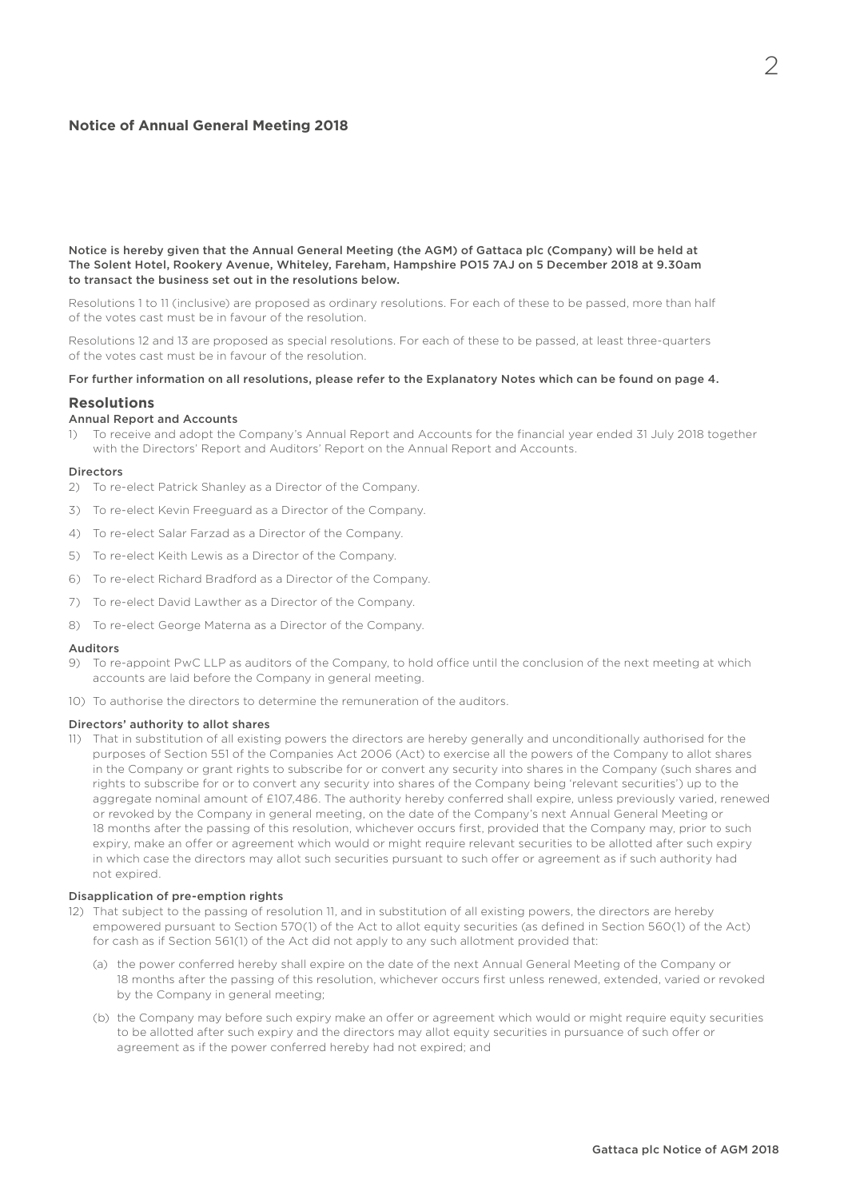# Notice of Annual General Meeting 2018

**Notice is hereby given that the Annual General Meeting (the AGM) of Gattaca plc (Company) will be held at The Solent Hotel, Rookery Avenue, Whiteley, Fareham, Hampshire PO15 7AJ on 5 December 2018 at 9.30am to transact the business set out in the resolutions below.**

Resolutions 1 to 11 (inclusive) are proposed as ordinary resolutions. For each of these to be passed, more than half of the votes cast must be in favour of the resolution.

Resolutions 12 and 13 are proposed as special resolutions. For each of these to be passed, at least three-quarters of the votes cast must be in favour of the resolution.

**For further information on all resolutions, please refer to the Explanatory Notes which can be found on page 4.**

## Resolutions

### Annual Report and Accounts

1) To receive and adopt the Company's Annual Report and Accounts for the financial year ended 31 July 2018 together with the Directors' Report and Auditors' Report on the Annual Report and Accounts.

### Directors

2) To re-elect Patrick Shanley as a Director of the Company.

3) To re-elect Kevin Freeguard as a Director of the Company.

4) To re-elect Salar Farzad as a Director of the Company.

5) To re-elect Keith Lewis as a Director of the Company.

6) To re-elect Richard Bradford as a Director of the Company.

7) To re-elect David Lawther as a Director of the Company.

8) To re-elect George Materna as a Director of the Company.

### Auditors

9) To re-appoint PwC LLP as auditors of the Company, to hold office until the conclusion of the next meeting at which accounts are laid before the Company in general meeting.

10) To authorise the directors to determine the remuneration of the auditors.

### Directors' authority to allot shares

11) That in substitution of all existing powers the directors are hereby generally and unconditionally authorised for the purposes of Section 551 of the Companies Act 2006 (Act) to exercise all the powers of the Company to allot shares in the Company or grant rights to subscribe for or convert any security into shares in the Company (such shares and rights to subscribe for or to convert any security into shares of the Company being 'relevant securities') up to the aggregate nominal amount of £107,486. The authority hereby conferred shall expire, unless previously varied, renewed or revoked by the Company in general meeting, on the date of the Company's next Annual General Meeting or 18 months after the passing of this resolution, whichever occurs first, provided that the Company may, prior to such expiry, make an offer or agreement which would or might require relevant securities to be allotted after such expiry in which case the directors may allot such securities pursuant to such offer or agreement as if such authority had not expired.

### Disapplication of pre-emption rights

12) That subject to the passing of resolution 11, and in substitution of all existing powers, the directors are hereby empowered pursuant to Section 570(1) of the Act to allot equity securities (as defined in Section 560(1) of the Act) for cash as if Section 561(1) of the Act did not apply to any such allotment provided that:

   (a) the power conferred hereby shall expire on the date of the next Annual General Meeting of the Company or 18 months after the passing of this resolution, whichever occurs first unless renewed, extended, varied or revoked by the Company in general meeting;

   (b) the Company may before such expiry make an offer or agreement which would or might require equity securities to be allotted after such expiry and the directors may allot equity securities in pursuance of such offer or agreement as if the power conferred hereby had not expired; and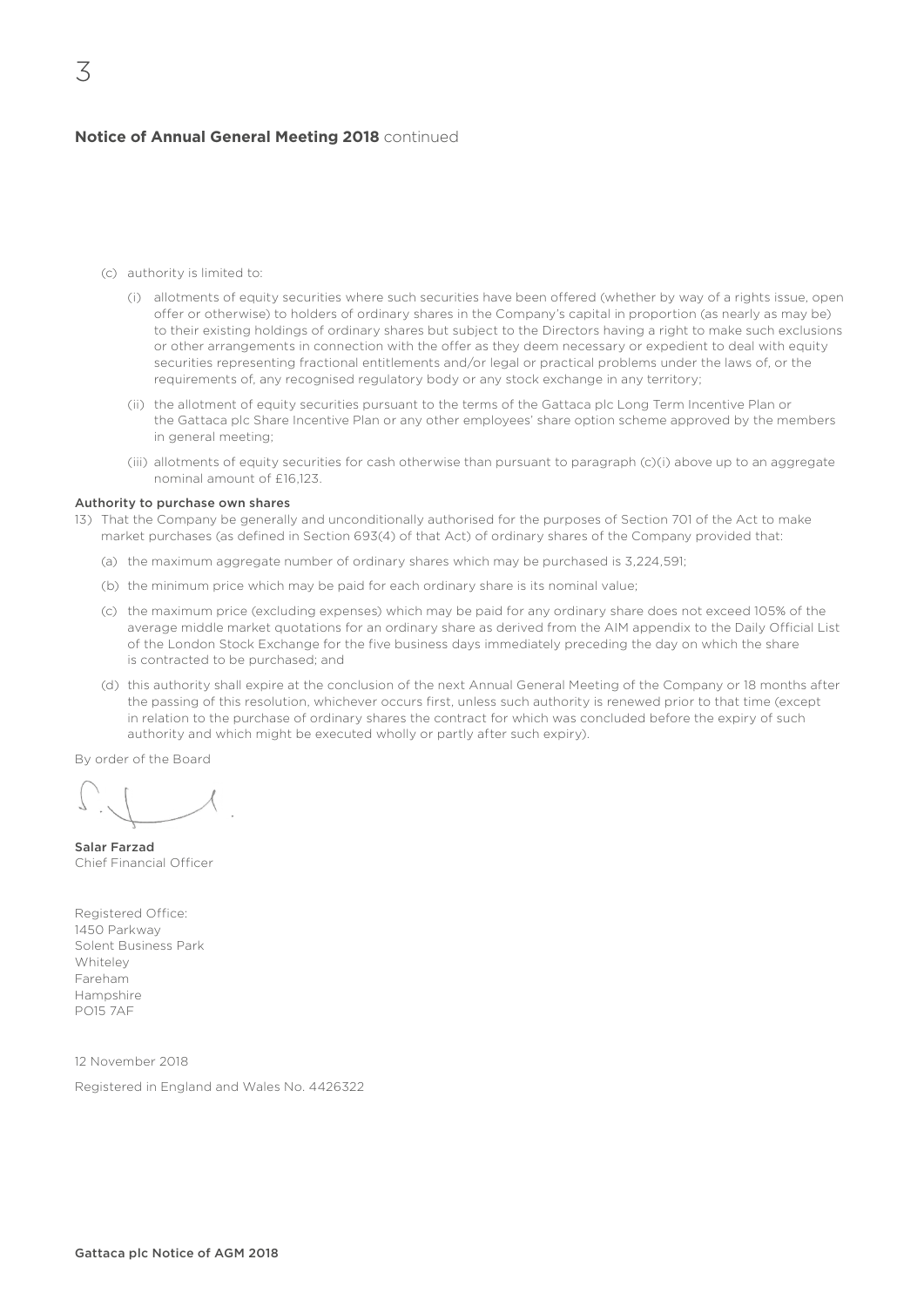## Notice of Annual General Meeting 2018 continued

(c) authority is limited to:

(i) allotments of equity securities where such securities have been offered (whether by way of a rights issue, open offer or otherwise) to holders of ordinary shares in the Company's capital in proportion (as nearly as may be) to their existing holdings of ordinary shares but subject to the Directors having a right to make such exclusions or other arrangements in connection with the offer as they deem necessary or expedient to deal with equity securities representing fractional entitlements and/or legal or practical problems under the laws of, or the requirements of, any recognised regulatory body or any stock exchange in any territory;

(ii) the allotment of equity securities pursuant to the terms of the Gattaca plc Long Term Incentive Plan or the Gattaca plc Share Incentive Plan or any other employees' share option scheme approved by the members in general meeting;

(iii) allotments of equity securities for cash otherwise than pursuant to paragraph (c)(i) above up to an aggregate nominal amount of £16,123.

**Authority to purchase own shares**

13) That the Company be generally and unconditionally authorised for the purposes of Section 701 of the Act to make market purchases (as defined in Section 693(4) of that Act) of ordinary shares of the Company provided that:

(a) the maximum aggregate number of ordinary shares which may be purchased is 3,224,591;

(b) the minimum price which may be paid for each ordinary share is its nominal value;

(c) the maximum price (excluding expenses) which may be paid for any ordinary share does not exceed 105% of the average middle market quotations for an ordinary share as derived from the AIM appendix to the Daily Official List of the London Stock Exchange for the five business days immediately preceding the day on which the share is contracted to be purchased; and

(d) this authority shall expire at the conclusion of the next Annual General Meeting of the Company or 18 months after the passing of this resolution, whichever occurs first, unless such authority is renewed prior to that time (except in relation to the purchase of ordinary shares the contract for which was concluded before the expiry of such authority and which might be executed wholly or partly after such expiry).

By order of the Board

**Salar Farzad**
Chief Financial Officer

Registered Office:
1450 Parkway
Solent Business Park
Whiteley
Fareham
Hampshire
PO15 7AF

12 November 2018

Registered in England and Wales No. 4426322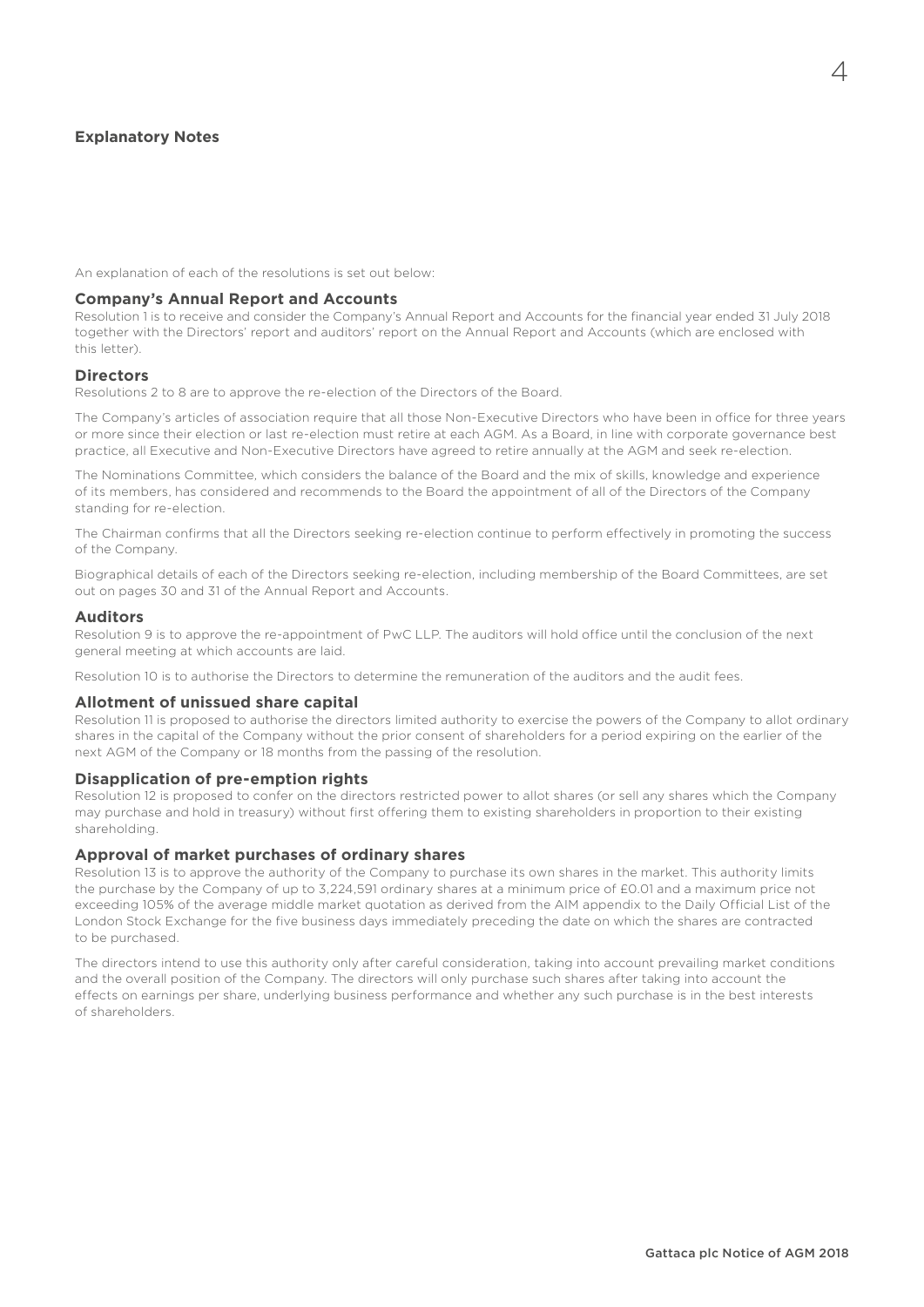## Explanatory Notes

An explanation of each of the resolutions is set out below:

### Company's Annual Report and Accounts

Resolution 1 is to receive and consider the Company's Annual Report and Accounts for the financial year ended 31 July 2018 together with the Directors' report and auditors' report on the Annual Report and Accounts (which are enclosed with this letter).

### Directors

Resolutions 2 to 8 are to approve the re-election of the Directors of the Board.

The Company's articles of association require that all those Non-Executive Directors who have been in office for three years or more since their election or last re-election must retire at each AGM. As a Board, in line with corporate governance best practice, all Executive and Non-Executive Directors have agreed to retire annually at the AGM and seek re-election.

The Nominations Committee, which considers the balance of the Board and the mix of skills, knowledge and experience of its members, has considered and recommends to the Board the appointment of all of the Directors of the Company standing for re-election.

The Chairman confirms that all the Directors seeking re-election continue to perform effectively in promoting the success of the Company.

Biographical details of each of the Directors seeking re-election, including membership of the Board Committees, are set out on pages 30 and 31 of the Annual Report and Accounts.

### Auditors

Resolution 9 is to approve the re-appointment of PwC LLP. The auditors will hold office until the conclusion of the next general meeting at which accounts are laid.

Resolution 10 is to authorise the Directors to determine the remuneration of the auditors and the audit fees.

### Allotment of unissued share capital

Resolution 11 is proposed to authorise the directors limited authority to exercise the powers of the Company to allot ordinary shares in the capital of the Company without the prior consent of shareholders for a period expiring on the earlier of the next AGM of the Company or 18 months from the passing of the resolution.

### Disapplication of pre-emption rights

Resolution 12 is proposed to confer on the directors restricted power to allot shares (or sell any shares which the Company may purchase and hold in treasury) without first offering them to existing shareholders in proportion to their existing shareholding.

### Approval of market purchases of ordinary shares

Resolution 13 is to approve the authority of the Company to purchase its own shares in the market. This authority limits the purchase by the Company of up to 3,224,591 ordinary shares at a minimum price of £0.01 and a maximum price not exceeding 105% of the average middle market quotation as derived from the AIM appendix to the Daily Official List of the London Stock Exchange for the five business days immediately preceding the date on which the shares are contracted to be purchased.

The directors intend to use this authority only after careful consideration, taking into account prevailing market conditions and the overall position of the Company. The directors will only purchase such shares after taking into account the effects on earnings per share, underlying business performance and whether any such purchase is in the best interests of shareholders.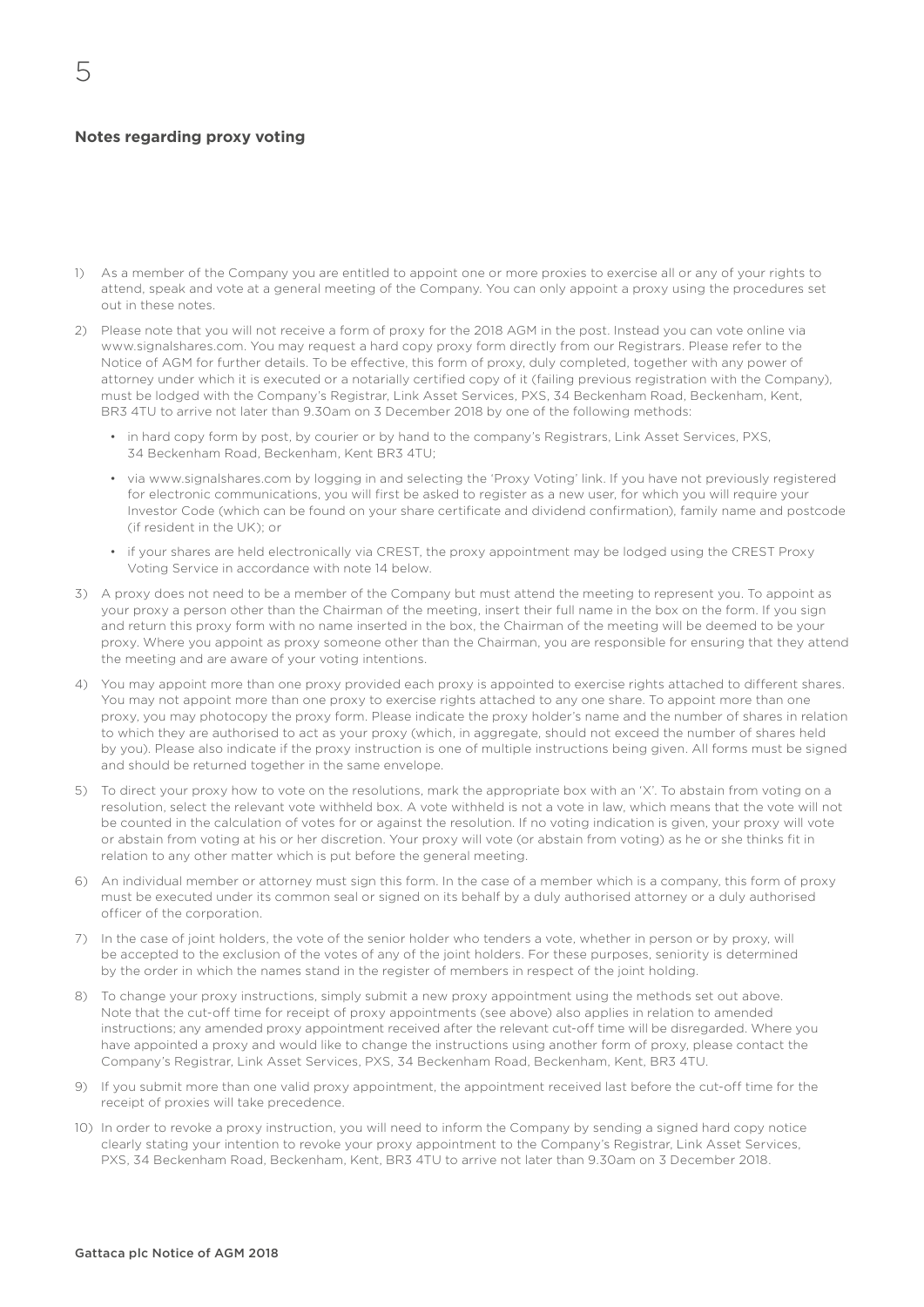## Notes regarding proxy voting

1) As a member of the Company you are entitled to appoint one or more proxies to exercise all or any of your rights to attend, speak and vote at a general meeting of the Company. You can only appoint a proxy using the procedures set out in these notes.

2) Please note that you will not receive a form of proxy for the 2018 AGM in the post. Instead you can vote online via www.signalshares.com. You may request a hard copy proxy form directly from our Registrars. Please refer to the Notice of AGM for further details. To be effective, this form of proxy, duly completed, together with any power of attorney under which it is executed or a notarially certified copy of it (failing previous registration with the Company), must be lodged with the Company's Registrar, Link Asset Services, PXS, 34 Beckenham Road, Beckenham, Kent, BR3 4TU to arrive not later than 9.30am on 3 December 2018 by one of the following methods:

   - in hard copy form by post, by courier or by hand to the company's Registrars, Link Asset Services, PXS, 34 Beckenham Road, Beckenham, Kent BR3 4TU;
   - via www.signalshares.com by logging in and selecting the 'Proxy Voting' link. If you have not previously registered for electronic communications, you will first be asked to register as a new user, for which you will require your Investor Code (which can be found on your share certificate and dividend confirmation), family name and postcode (if resident in the UK); or
   - if your shares are held electronically via CREST, the proxy appointment may be lodged using the CREST Proxy Voting Service in accordance with note 14 below.

3) A proxy does not need to be a member of the Company but must attend the meeting to represent you. To appoint as your proxy a person other than the Chairman of the meeting, insert their full name in the box on the form. If you sign and return this proxy form with no name inserted in the box, the Chairman of the meeting will be deemed to be your proxy. Where you appoint as proxy someone other than the Chairman, you are responsible for ensuring that they attend the meeting and are aware of your voting intentions.

4) You may appoint more than one proxy provided each proxy is appointed to exercise rights attached to different shares. You may not appoint more than one proxy to exercise rights attached to any one share. To appoint more than one proxy, you may photocopy the proxy form. Please indicate the proxy holder's name and the number of shares in relation to which they are authorised to act as your proxy (which, in aggregate, should not exceed the number of shares held by you). Please also indicate if the proxy instruction is one of multiple instructions being given. All forms must be signed and should be returned together in the same envelope.

5) To direct your proxy how to vote on the resolutions, mark the appropriate box with an 'X'. To abstain from voting on a resolution, select the relevant vote withheld box. A vote withheld is not a vote in law, which means that the vote will not be counted in the calculation of votes for or against the resolution. If no voting indication is given, your proxy will vote or abstain from voting at his or her discretion. Your proxy will vote (or abstain from voting) as he or she thinks fit in relation to any other matter which is put before the general meeting.

6) An individual member or attorney must sign this form. In the case of a member which is a company, this form of proxy must be executed under its common seal or signed on its behalf by a duly authorised attorney or a duly authorised officer of the corporation.

7) In the case of joint holders, the vote of the senior holder who tenders a vote, whether in person or by proxy, will be accepted to the exclusion of the votes of any of the joint holders. For these purposes, seniority is determined by the order in which the names stand in the register of members in respect of the joint holding.

8) To change your proxy instructions, simply submit a new proxy appointment using the methods set out above. Note that the cut-off time for receipt of proxy appointments (see above) also applies in relation to amended instructions; any amended proxy appointment received after the relevant cut-off time will be disregarded. Where you have appointed a proxy and would like to change the instructions using another form of proxy, please contact the Company's Registrar, Link Asset Services, PXS, 34 Beckenham Road, Beckenham, Kent, BR3 4TU.

9) If you submit more than one valid proxy appointment, the appointment received last before the cut-off time for the receipt of proxies will take precedence.

10) In order to revoke a proxy instruction, you will need to inform the Company by sending a signed hard copy notice clearly stating your intention to revoke your proxy appointment to the Company's Registrar, Link Asset Services, PXS, 34 Beckenham Road, Beckenham, Kent, BR3 4TU to arrive not later than 9.30am on 3 December 2018.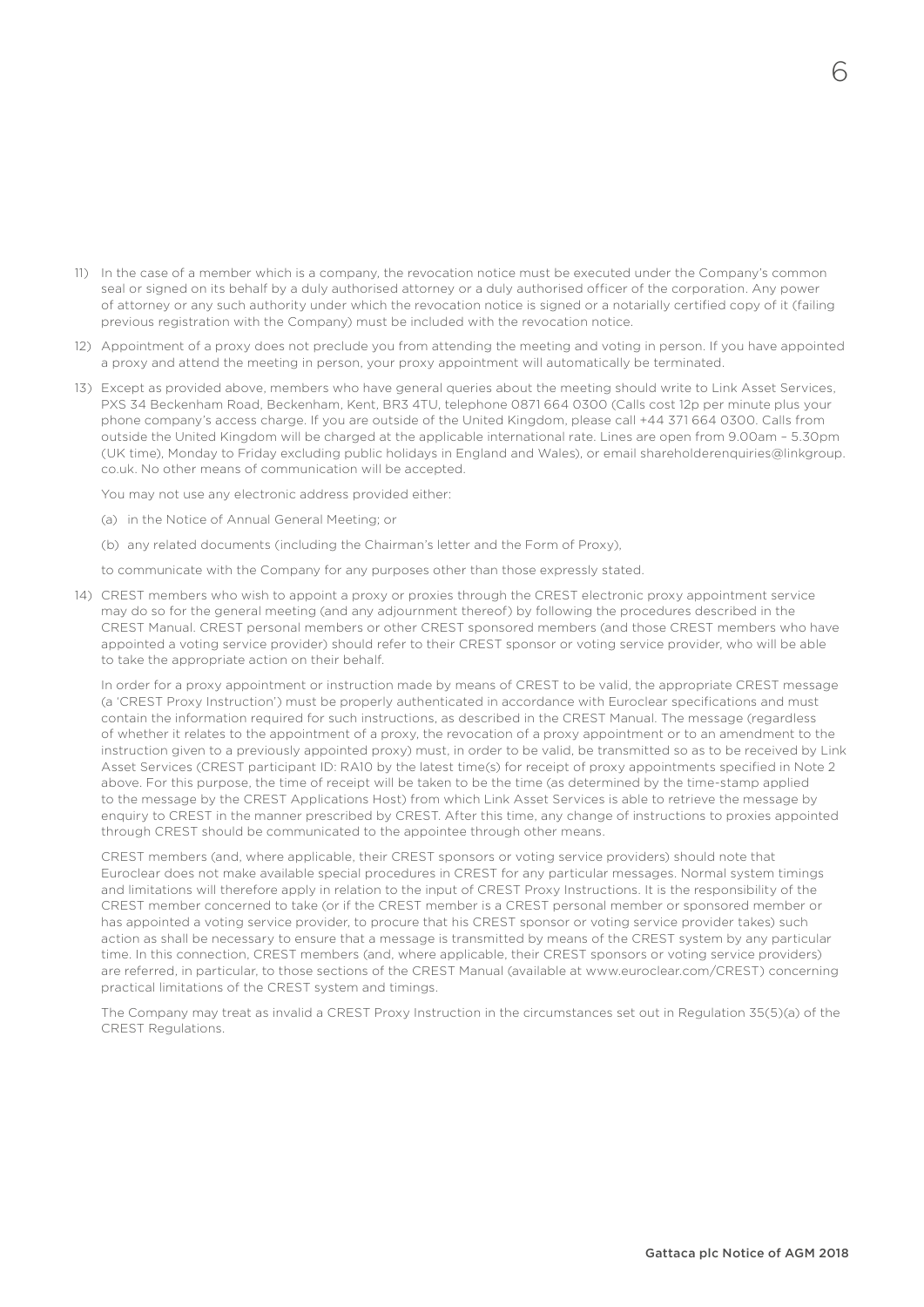11) In the case of a member which is a company, the revocation notice must be executed under the Company's common seal or signed on its behalf by a duly authorised attorney or a duly authorised officer of the corporation. Any power of attorney or any such authority under which the revocation notice is signed or a notarially certified copy of it (failing previous registration with the Company) must be included with the revocation notice.

12) Appointment of a proxy does not preclude you from attending the meeting and voting in person. If you have appointed a proxy and attend the meeting in person, your proxy appointment will automatically be terminated.

13) Except as provided above, members who have general queries about the meeting should write to Link Asset Services, PXS 34 Beckenham Road, Beckenham, Kent, BR3 4TU, telephone 0871 664 0300 (Calls cost 12p per minute plus your phone company's access charge. If you are outside of the United Kingdom, please call +44 371 664 0300. Calls from outside the United Kingdom will be charged at the applicable international rate. Lines are open from 9.00am – 5.30pm (UK time), Monday to Friday excluding public holidays in England and Wales), or email shareholderenquiries@linkgroup.co.uk. No other means of communication will be accepted.

    You may not use any electronic address provided either:

    (a) in the Notice of Annual General Meeting; or

    (b) any related documents (including the Chairman's letter and the Form of Proxy),

    to communicate with the Company for any purposes other than those expressly stated.

14) CREST members who wish to appoint a proxy or proxies through the CREST electronic proxy appointment service may do so for the general meeting (and any adjournment thereof) by following the procedures described in the CREST Manual. CREST personal members or other CREST sponsored members (and those CREST members who have appointed a voting service provider) should refer to their CREST sponsor or voting service provider, who will be able to take the appropriate action on their behalf.

    In order for a proxy appointment or instruction made by means of CREST to be valid, the appropriate CREST message (a 'CREST Proxy Instruction') must be properly authenticated in accordance with Euroclear specifications and must contain the information required for such instructions, as described in the CREST Manual. The message (regardless of whether it relates to the appointment of a proxy, the revocation of a proxy appointment or to an amendment to the instruction given to a previously appointed proxy) must, in order to be valid, be transmitted so as to be received by Link Asset Services (CREST participant ID: RA10 by the latest time(s) for receipt of proxy appointments specified in Note 2 above. For this purpose, the time of receipt will be taken to be the time (as determined by the time-stamp applied to the message by the CREST Applications Host) from which Link Asset Services is able to retrieve the message by enquiry to CREST in the manner prescribed by CREST. After this time, any change of instructions to proxies appointed through CREST should be communicated to the appointee through other means.

    CREST members (and, where applicable, their CREST sponsors or voting service providers) should note that Euroclear does not make available special procedures in CREST for any particular messages. Normal system timings and limitations will therefore apply in relation to the input of CREST Proxy Instructions. It is the responsibility of the CREST member concerned to take (or if the CREST member is a CREST personal member or sponsored member or has appointed a voting service provider, to procure that his CREST sponsor or voting service provider takes) such action as shall be necessary to ensure that a message is transmitted by means of the CREST system by any particular time. In this connection, CREST members (and, where applicable, their CREST sponsors or voting service providers) are referred, in particular, to those sections of the CREST Manual (available at www.euroclear.com/CREST) concerning practical limitations of the CREST system and timings.

    The Company may treat as invalid a CREST Proxy Instruction in the circumstances set out in Regulation 35(5)(a) of the CREST Regulations.